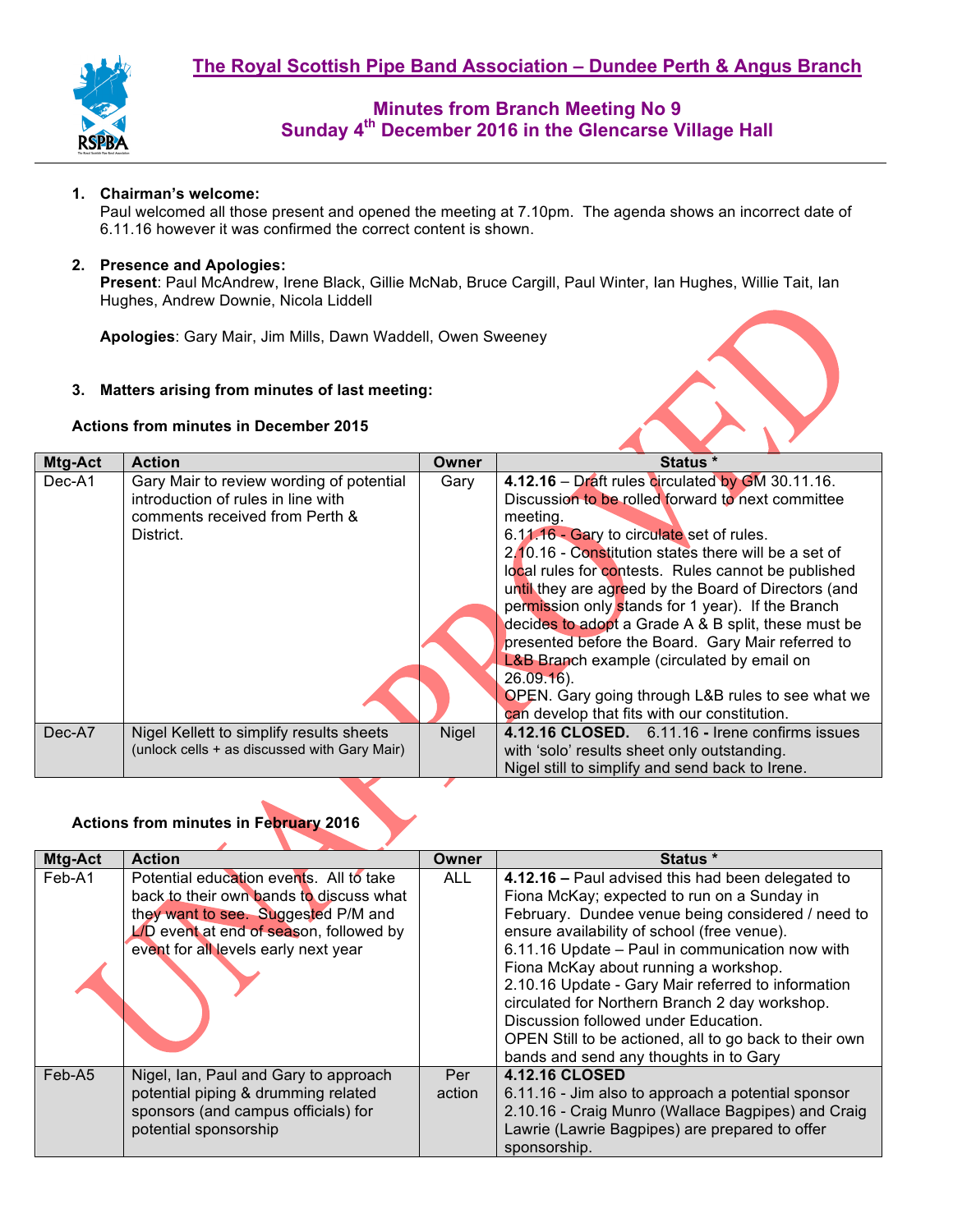# The Royal Scottish Pipe Band Association – Dundee Perth & Angus Branch

## Minutes from Branch Meeting No 9
## Sunday 4th December 2016 in the Glencarse Village Hall

1. **Chairman's welcome:**
   Paul welcomed all those present and opened the meeting at 7.10pm. The agenda shows an incorrect date of 6.11.16 however it was confirmed the correct content is shown.

2. **Presence and Apologies:**
   **Present**: Paul McAndrew, Irene Black, Gillie McNab, Bruce Cargill, Paul Winter, Ian Hughes, Willie Tait, Ian Hughes, Andrew Downie, Nicola Liddell

   **Apologies**: Gary Mair, Jim Mills, Dawn Waddell, Owen Sweeney

3. **Matters arising from minutes of last meeting:**

**Actions from minutes in December 2015**

| Mtg-Act | Action | Owner | Status * |
|---|---|---|---|
| Dec-A1 | Gary Mair to review wording of potential introduction of rules in line with comments received from Perth & District. | Gary | **4.12.16** – Draft rules circulated by GM 30.11.16. Discussion to be rolled forward to next committee meeting.<br>6.11.16 - Gary to circulate set of rules.<br>2.10.16 - Constitution states there will be a set of local rules for contests. Rules cannot be published until they are agreed by the Board of Directors (and permission only stands for 1 year). If the Branch decides to adopt a Grade A & B split, these must be presented before the Board. Gary Mair referred to L&B Branch example (circulated by email on 26.09.16).<br>OPEN. Gary going through L&B rules to see what we can develop that fits with our constitution. |
| Dec-A7 | Nigel Kellett to simplify results sheets (unlock cells + as discussed with Gary Mair) | Nigel | **4.12.16 CLOSED.** 6.11.16 **-** Irene confirms issues with 'solo' results sheet only outstanding.<br>Nigel still to simplify and send back to Irene. |

**Actions from minutes in February 2016**

| Mtg-Act | Action | Owner | Status * |
|---|---|---|---|
| Feb-A1 | Potential education events. All to take back to their own bands to discuss what they want to see. Suggested P/M and L/D event at end of season, followed by event for all levels early next year | ALL | **4.12.16 –** Paul advised this had been delegated to Fiona McKay; expected to run on a Sunday in February. Dundee venue being considered / need to ensure availability of school (free venue).<br>6.11.16 Update – Paul in communication now with Fiona McKay about running a workshop.<br>2.10.16 Update - Gary Mair referred to information circulated for Northern Branch 2 day workshop. Discussion followed under Education.<br>OPEN Still to be actioned, all to go back to their own bands and send any thoughts in to Gary |
| Feb-A5 | Nigel, Ian, Paul and Gary to approach potential piping & drumming related sponsors (and campus officials) for potential sponsorship | Per action | **4.12.16 CLOSED**<br>6.11.16 - Jim also to approach a potential sponsor<br>2.10.16 - Craig Munro (Wallace Bagpipes) and Craig Lawrie (Lawrie Bagpipes) are prepared to offer sponsorship. |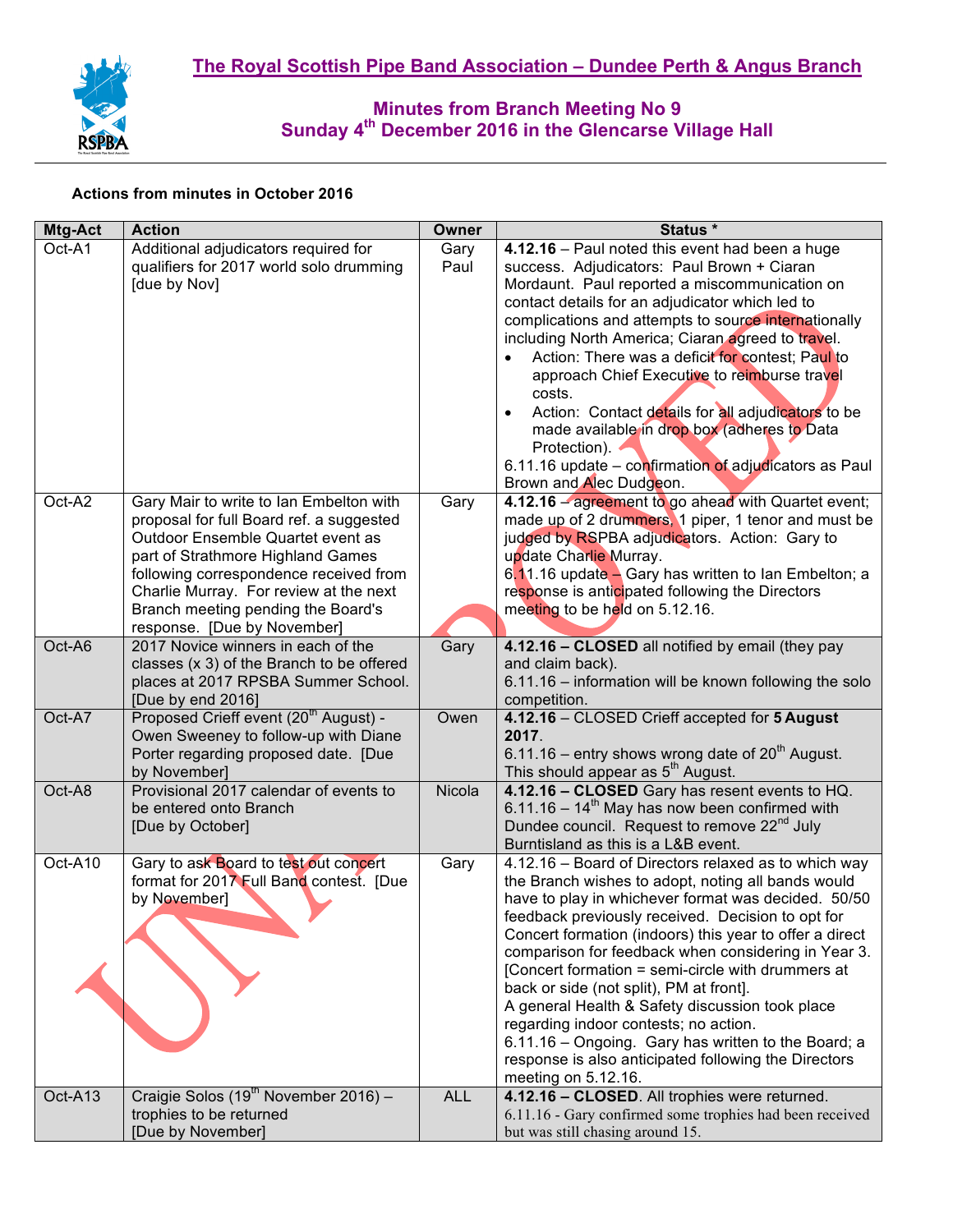# The Royal Scottish Pipe Band Association – Dundee Perth & Angus Branch

## Minutes from Branch Meeting No 9
## Sunday 4th December 2016 in the Glencarse Village Hall

**Actions from minutes in October 2016**

| Mtg-Act | Action | Owner | Status * |
|---|---|---|---|
| Oct-A1 | Additional adjudicators required for qualifiers for 2017 world solo drumming [due by Nov] | Gary Paul | **4.12.16** – Paul noted this event had been a huge success. Adjudicators: Paul Brown + Ciaran Mordaunt. Paul reported a miscommunication on contact details for an adjudicator which led to complications and attempts to source internationally including North America; Ciaran agreed to travel.<br>• Action: There was a deficit for contest; Paul to approach Chief Executive to reimburse travel costs.<br>• Action: Contact details for all adjudicators to be made available in drop box (adheres to Data Protection).<br>6.11.16 update – confirmation of adjudicators as Paul Brown and Alec Dudgeon. |
| Oct-A2 | Gary Mair to write to Ian Embelton with proposal for full Board ref. a suggested Outdoor Ensemble Quartet event as part of Strathmore Highland Games following correspondence received from Charlie Murray. For review at the next Branch meeting pending the Board's response. [Due by November] | Gary | **4.12.16** – agreement to go ahead with Quartet event; made up of 2 drummers, 1 piper, 1 tenor and must be judged by RSPBA adjudicators. Action: Gary to update Charlie Murray.<br>6.11.16 update – Gary has written to Ian Embelton; a response is anticipated following the Directors meeting to be held on 5.12.16. |
| Oct-A6 | 2017 Novice winners in each of the classes (x 3) of the Branch to be offered places at 2017 RPSBA Summer School. [Due by end 2016] | Gary | **4.12.16 – CLOSED** all notified by email (they pay and claim back).<br>6.11.16 – information will be known following the solo competition. |
| Oct-A7 | Proposed Crieff event (20th August) - Owen Sweeney to follow-up with Diane Porter regarding proposed date. [Due by November] | Owen | **4.12.16** – CLOSED Crieff accepted for **5 August 2017**.<br>6.11.16 – entry shows wrong date of 20th August. This should appear as 5th August. |
| Oct-A8 | Provisional 2017 calendar of events to be entered onto Branch [Due by October] | Nicola | **4.12.16 – CLOSED** Gary has resent events to HQ.<br>6.11.16 – 14th May has now been confirmed with Dundee council. Request to remove 22nd July Burntisland as this is a L&B event. |
| Oct-A10 | Gary to ask Board to test out concert format for 2017 Full Band contest. [Due by November] | Gary | 4.12.16 – Board of Directors relaxed as to which way the Branch wishes to adopt, noting all bands would have to play in whichever format was decided. 50/50 feedback previously received. Decision to opt for Concert formation (indoors) this year to offer a direct comparison for feedback when considering in Year 3. [Concert formation = semi-circle with drummers at back or side (not split), PM at front].<br>A general Health & Safety discussion took place regarding indoor contests; no action.<br>6.11.16 – Ongoing. Gary has written to the Board; a response is also anticipated following the Directors meeting on 5.12.16. |
| Oct-A13 | Craigie Solos (19th November 2016) – trophies to be returned [Due by November] | ALL | **4.12.16 – CLOSED**. All trophies were returned.<br>6.11.16 - Gary confirmed some trophies had been received but was still chasing around 15. |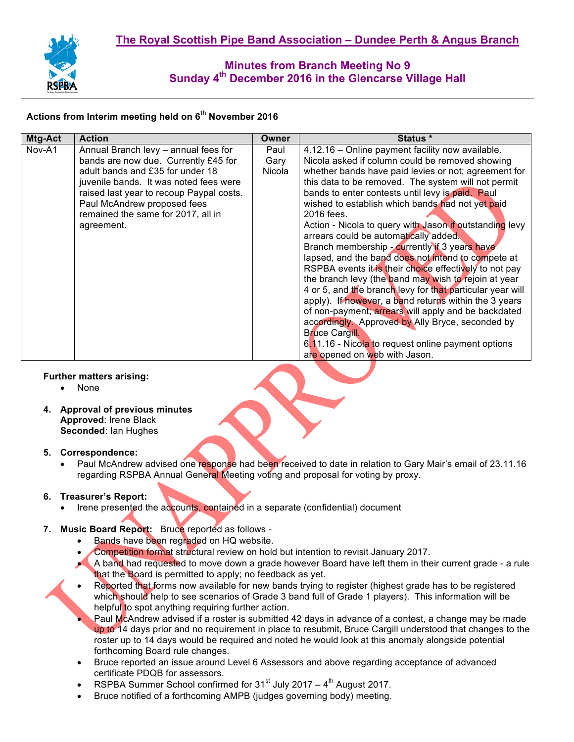# The Royal Scottish Pipe Band Association – Dundee Perth & Angus Branch

## Minutes from Branch Meeting No 9
## Sunday 4th December 2016 in the Glencarse Village Hall

**Actions from Interim meeting held on 6th November 2016**

| Mtg-Act | Action | Owner | Status * |
|---|---|---|---|
| Nov-A1 | Annual Branch levy – annual fees for bands are now due. Currently £45 for adult bands and £35 for under 18 juvenile bands. It was noted fees were raised last year to recoup Paypal costs. Paul McAndrew proposed fees remained the same for 2017, all in agreement. | Paul Gary Nicola | 4.12.16 – Online payment facility now available. Nicola asked if column could be removed showing whether bands have paid levies or not; agreement for this data to be removed. The system will not permit bands to enter contests until levy is paid. Paul wished to establish which bands had not yet paid 2016 fees. Action - Nicola to query with Jason if outstanding levy arrears could be automatically added. Branch membership - currently if 3 years have lapsed, and the band does not intend to compete at RSPBA events it is their choice effectively to not pay the branch levy (the band may wish to rejoin at year 4 or 5, and the branch levy for that particular year will apply). If however, a band returns within the 3 years of non-payment; arrears will apply and be backdated accordingly. Approved by Ally Bryce, seconded by Bruce Cargill. 6.11.16 - Nicola to request online payment options are opened on web with Jason. |

**Further matters arising:**

- None

4. **Approval of previous minutes**
   **Approved**: Irene Black
   **Seconded**: Ian Hughes

5. **Correspondence:**
   - Paul McAndrew advised one response had been received to date in relation to Gary Mair's email of 23.11.16 regarding RSPBA Annual General Meeting voting and proposal for voting by proxy.

6. **Treasurer's Report:**
   - Irene presented the accounts, contained in a separate (confidential) document

7. **Music Board Report:** Bruce reported as follows -
   - Bands have been regraded on HQ website.
   - Competition format structural review on hold but intention to revisit January 2017.
   - A band had requested to move down a grade however Board have left them in their current grade - a rule that the Board is permitted to apply; no feedback as yet.
   - Reported that forms now available for new bands trying to register (highest grade has to be registered which should help to see scenarios of Grade 3 band full of Grade 1 players). This information will be helpful to spot anything requiring further action.
   - Paul McAndrew advised if a roster is submitted 42 days in advance of a contest, a change may be made up to 14 days prior and no requirement in place to resubmit, Bruce Cargill understood that changes to the roster up to 14 days would be required and noted he would look at this anomaly alongside potential forthcoming Board rule changes.
   - Bruce reported an issue around Level 6 Assessors and above regarding acceptance of advanced certificate PDQB for assessors.
   - RSPBA Summer School confirmed for 31st July 2017 – 4th August 2017.
   - Bruce notified of a forthcoming AMPB (judges governing body) meeting.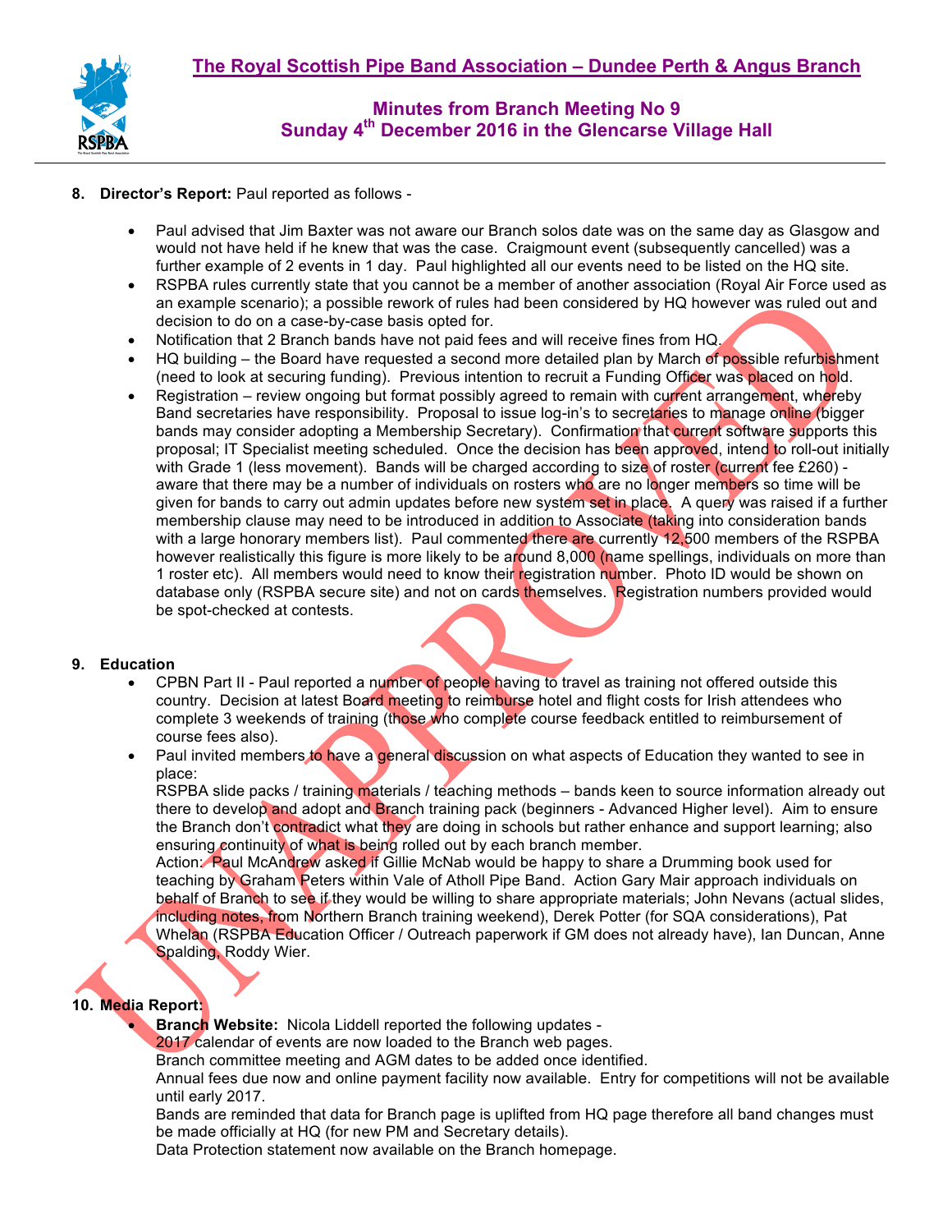# The Royal Scottish Pipe Band Association – Dundee Perth & Angus Branch

## Minutes from Branch Meeting No 9
## Sunday 4th December 2016 in the Glencarse Village Hall

8. **Director's Report:** Paul reported as follows -

   - Paul advised that Jim Baxter was not aware our Branch solos date was on the same day as Glasgow and would not have held if he knew that was the case. Craigmount event (subsequently cancelled) was a further example of 2 events in 1 day. Paul highlighted all our events need to be listed on the HQ site.
   - RSPBA rules currently state that you cannot be a member of another association (Royal Air Force used as an example scenario); a possible rework of rules had been considered by HQ however was ruled out and decision to do on a case-by-case basis opted for.
   - Notification that 2 Branch bands have not paid fees and will receive fines from HQ.
   - HQ building – the Board have requested a second more detailed plan by March of possible refurbishment (need to look at securing funding). Previous intention to recruit a Funding Officer was placed on hold.
   - Registration – review ongoing but format possibly agreed to remain with current arrangement, whereby Band secretaries have responsibility. Proposal to issue log-in's to secretaries to manage online (bigger bands may consider adopting a Membership Secretary). Confirmation that current software supports this proposal; IT Specialist meeting scheduled. Once the decision has been approved, intend to roll-out initially with Grade 1 (less movement). Bands will be charged according to size of roster (current fee £260) - aware that there may be a number of individuals on rosters who are no longer members so time will be given for bands to carry out admin updates before new system set in place. A query was raised if a further membership clause may need to be introduced in addition to Associate (taking into consideration bands with a large honorary members list). Paul commented there are currently 12,500 members of the RSPBA however realistically this figure is more likely to be around 8,000 (name spellings, individuals on more than 1 roster etc). All members would need to know their registration number. Photo ID would be shown on database only (RSPBA secure site) and not on cards themselves. Registration numbers provided would be spot-checked at contests.

9. **Education**

   - CPBN Part II - Paul reported a number of people having to travel as training not offered outside this country. Decision at latest Board meeting to reimburse hotel and flight costs for Irish attendees who complete 3 weekends of training (those who complete course feedback entitled to reimbursement of course fees also).
   - Paul invited members to have a general discussion on what aspects of Education they wanted to see in place:
     RSPBA slide packs / training materials / teaching methods – bands keen to source information already out there to develop and adopt and Branch training pack (beginners - Advanced Higher level). Aim to ensure the Branch don't contradict what they are doing in schools but rather enhance and support learning; also ensuring continuity of what is being rolled out by each branch member.
     Action: Paul McAndrew asked if Gillie McNab would be happy to share a Drumming book used for teaching by Graham Peters within Vale of Atholl Pipe Band. Action Gary Mair approach individuals on behalf of Branch to see if they would be willing to share appropriate materials; John Nevans (actual slides, including notes, from Northern Branch training weekend), Derek Potter (for SQA considerations), Pat Whelan (RSPBA Education Officer / Outreach paperwork if GM does not already have), Ian Duncan, Anne Spalding, Roddy Wier.

10. **Media Report:**

    - **Branch Website:** Nicola Liddell reported the following updates -
      2017 calendar of events are now loaded to the Branch web pages.
      Branch committee meeting and AGM dates to be added once identified.
      Annual fees due now and online payment facility now available. Entry for competitions will not be available until early 2017.
      Bands are reminded that data for Branch page is uplifted from HQ page therefore all band changes must be made officially at HQ (for new PM and Secretary details).
      Data Protection statement now available on the Branch homepage.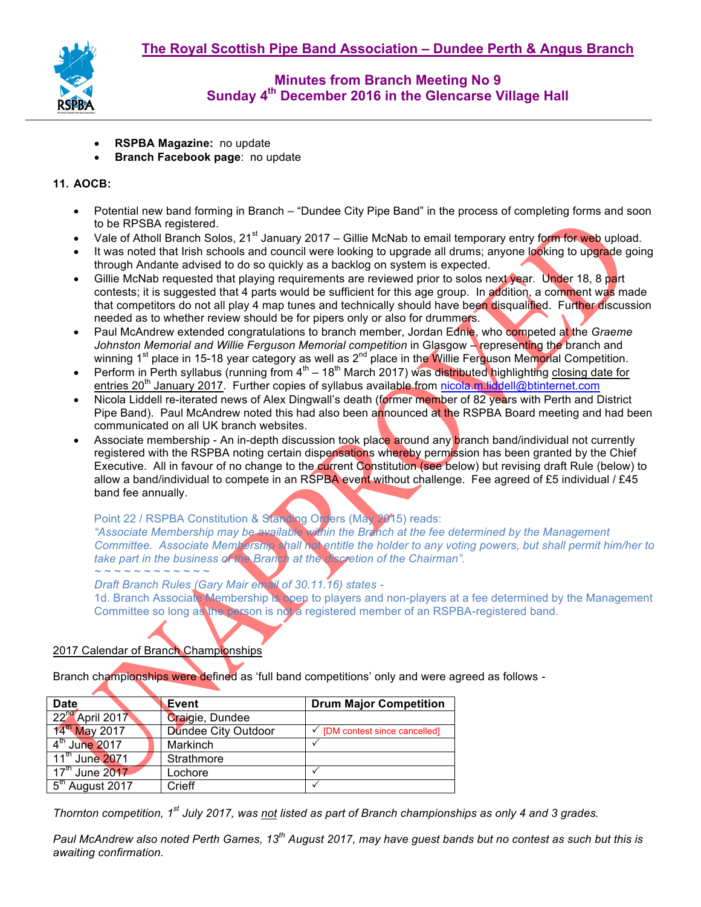- **RSPBA Magazine:** no update
- **Branch Facebook page**: no update

**11. AOCB:**

- Potential new band forming in Branch – "Dundee City Pipe Band" in the process of completing forms and soon to be RPSBA registered.
- Vale of Atholl Branch Solos, 21st January 2017 – Gillie McNab to email temporary entry form for web upload.
- It was noted that Irish schools and council were looking to upgrade all drums; anyone looking to upgrade going through Andante advised to do so quickly as a backlog on system is expected.
- Gillie McNab requested that playing requirements are reviewed prior to solos next year. Under 18, 8 part contests; it is suggested that 4 parts would be sufficient for this age group. In addition, a comment was made that competitors do not all play 4 map tunes and technically should have been disqualified. Further discussion needed as to whether review should be for pipers only or also for drummers.
- Paul McAndrew extended congratulations to branch member, Jordan Ednie, who competed at the *Graeme Johnston Memorial and Willie Ferguson Memorial competition* in Glasgow – representing the branch and winning 1st place in 15-18 year category as well as 2nd place in the Willie Ferguson Memorial Competition.
- Perform in Perth syllabus (running from 4th – 18th March 2017) was distributed highlighting closing date for entries 20th January 2017. Further copies of syllabus available from nicola.m.liddell@btinternet.com
- Nicola Liddell re-iterated news of Alex Dingwall's death (former member of 82 years with Perth and District Pipe Band). Paul McAndrew noted this had also been announced at the RSPBA Board meeting and had been communicated on all UK branch websites.
- Associate membership - An in-depth discussion took place around any branch band/individual not currently registered with the RSPBA noting certain dispensations whereby permission has been granted by the Chief Executive. All in favour of no change to the current Constitution (see below) but revising draft Rule (below) to allow a band/individual to compete in an RSPBA event without challenge. Fee agreed of £5 individual / £45 band fee annually.

  Point 22 / RSPBA Constitution & Standing Orders (May 2015) reads:
  *"Associate Membership may be available within the Branch at the fee determined by the Management Committee. Associate Membership shall not entitle the holder to any voting powers, but shall permit him/her to take part in the business of the Branch at the discretion of the Chairman".*
  ~ ~ ~ ~ ~ ~ ~ ~ ~ ~ ~ ~ ~
  *Draft Branch Rules (Gary Mair email of 30.11.16) states -*
  1d. Branch Associate Membership is open to players and non-players at a fee determined by the Management Committee so long as the person is not a registered member of an RSPBA-registered band.

2017 Calendar of Branch Championships

Branch championships were defined as 'full band competitions' only and were agreed as follows -

| Date | Event | Drum Major Competition |
|---|---|---|
| 22nd April 2017 | Craigie, Dundee | |
| 14th May 2017 | Dundee City Outdoor | ✓ [DM contest since cancelled] |
| 4th June 2017 | Markinch | ✓ |
| 11th June 2071 | Strathmore | |
| 17th June 2017 | Lochore | ✓ |
| 5th August 2017 | Crieff | ✓ |

*Thornton competition, 1st July 2017, was not listed as part of Branch championships as only 4 and 3 grades.*

*Paul McAndrew also noted Perth Games, 13th August 2017, may have guest bands but no contest as such but this is awaiting confirmation.*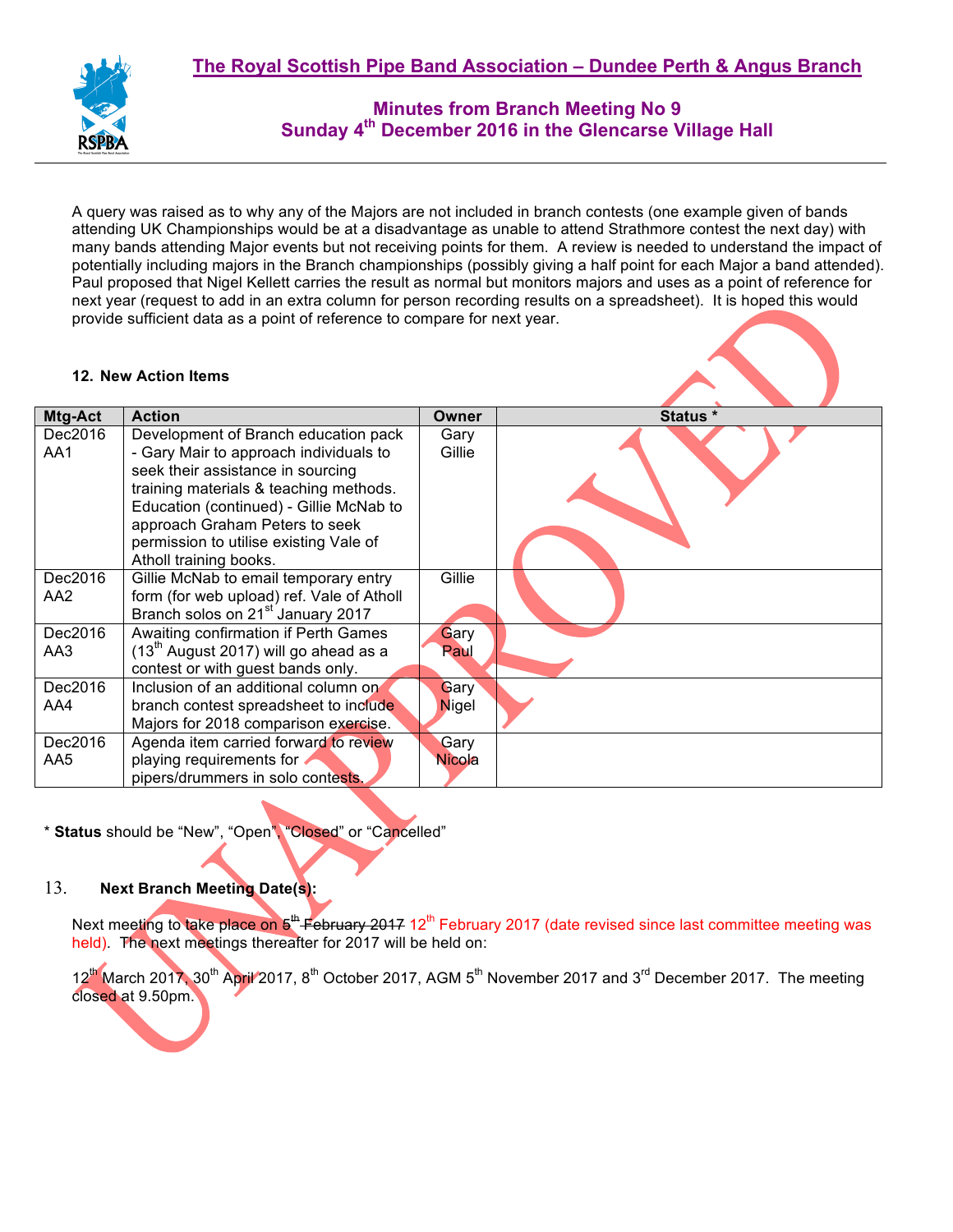A query was raised as to why any of the Majors are not included in branch contests (one example given of bands attending UK Championships would be at a disadvantage as unable to attend Strathmore contest the next day) with many bands attending Major events but not receiving points for them. A review is needed to understand the impact of potentially including majors in the Branch championships (possibly giving a half point for each Major a band attended). Paul proposed that Nigel Kellett carries the result as normal but monitors majors and uses as a point of reference for next year (request to add in an extra column for person recording results on a spreadsheet). It is hoped this would provide sufficient data as a point of reference to compare for next year.

**12. New Action Items**

| Mtg-Act | Action | Owner | Status * |
|---|---|---|---|
| Dec2016 AA1 | Development of Branch education pack - Gary Mair to approach individuals to seek their assistance in sourcing training materials & teaching methods. Education (continued) - Gillie McNab to approach Graham Peters to seek permission to utilise existing Vale of Atholl training books. | Gary Gillie | |
| Dec2016 AA2 | Gillie McNab to email temporary entry form (for web upload) ref. Vale of Atholl Branch solos on 21st January 2017 | Gillie | |
| Dec2016 AA3 | Awaiting confirmation if Perth Games (13th August 2017) will go ahead as a contest or with guest bands only. | Gary Paul | |
| Dec2016 AA4 | Inclusion of an additional column on branch contest spreadsheet to include Majors for 2018 comparison exercise. | Gary Nigel | |
| Dec2016 AA5 | Agenda item carried forward to review playing requirements for pipers/drummers in solo contests. | Gary Nicola | |

\* **Status** should be "New", "Open", "Closed" or "Cancelled"

**13. Next Branch Meeting Date(s):**

Next meeting to take place on ~~5th February 2017~~ 12th February 2017 (date revised since last committee meeting was held). The next meetings thereafter for 2017 will be held on:

12th March 2017, 30th April 2017, 8th October 2017, AGM 5th November 2017 and 3rd December 2017. The meeting closed at 9.50pm.

UNAPPROVED